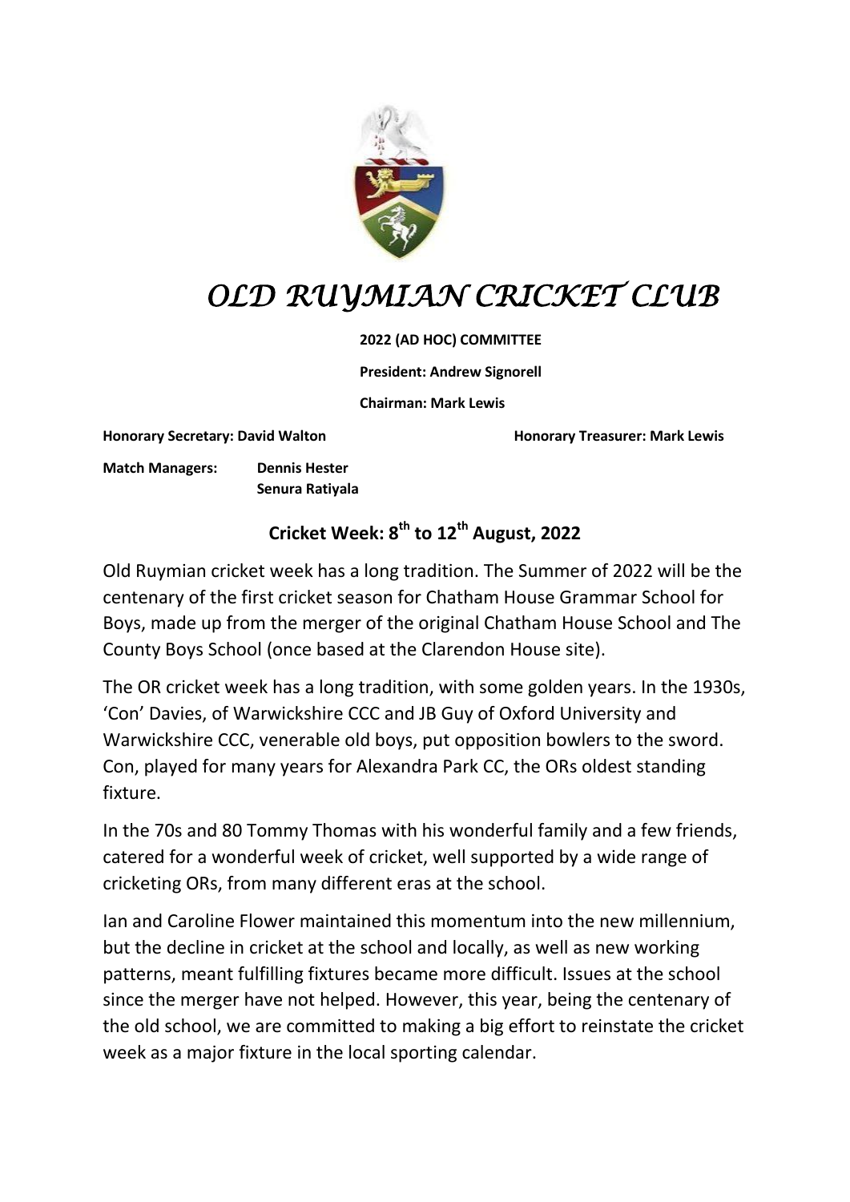# *OLD RUYMIAN CRICKET CLUB*

**2022 (AD HOC) COMMITTEE**

**President: Andrew Signorell**

**Chairman: Mark Lewis**

**Honorary Secretary: David Walton**

**Honorary Treasurer: Mark Lewis**

**Match Managers:** **Dennis Hester**
**Senura Ratiyala**

## Cricket Week: 8th to 12th August, 2022

Old Ruymian cricket week has a long tradition. The Summer of 2022 will be the centenary of the first cricket season for Chatham House Grammar School for Boys, made up from the merger of the original Chatham House School and The County Boys School (once based at the Clarendon House site).

The OR cricket week has a long tradition, with some golden years. In the 1930s, 'Con' Davies, of Warwickshire CCC and JB Guy of Oxford University and Warwickshire CCC, venerable old boys, put opposition bowlers to the sword. Con, played for many years for Alexandra Park CC, the ORs oldest standing fixture.

In the 70s and 80 Tommy Thomas with his wonderful family and a few friends, catered for a wonderful week of cricket, well supported by a wide range of cricketing ORs, from many different eras at the school.

Ian and Caroline Flower maintained this momentum into the new millennium, but the decline in cricket at the school and locally, as well as new working patterns, meant fulfilling fixtures became more difficult. Issues at the school since the merger have not helped. However, this year, being the centenary of the old school, we are committed to making a big effort to reinstate the cricket week as a major fixture in the local sporting calendar.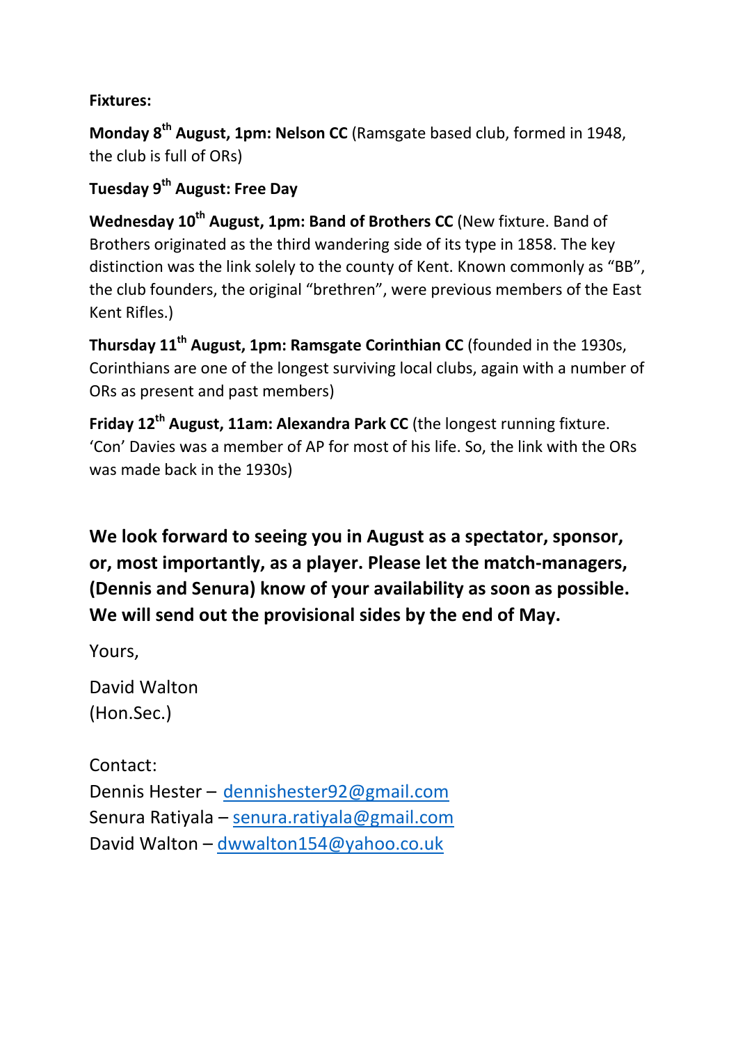**Fixtures:**

**Monday 8th August, 1pm: Nelson CC** (Ramsgate based club, formed in 1948, the club is full of ORs)

**Tuesday 9th August: Free Day**

**Wednesday 10th August, 1pm: Band of Brothers CC** (New fixture. Band of Brothers originated as the third wandering side of its type in 1858. The key distinction was the link solely to the county of Kent. Known commonly as "BB", the club founders, the original "brethren", were previous members of the East Kent Rifles.)

**Thursday 11th August, 1pm: Ramsgate Corinthian CC** (founded in the 1930s, Corinthians are one of the longest surviving local clubs, again with a number of ORs as present and past members)

**Friday 12th August, 11am: Alexandra Park CC** (the longest running fixture. 'Con' Davies was a member of AP for most of his life. So, the link with the ORs was made back in the 1930s)

**We look forward to seeing you in August as a spectator, sponsor, or, most importantly, as a player. Please let the match-managers, (Dennis and Senura) know of your availability as soon as possible. We will send out the provisional sides by the end of May.**

Yours,

David Walton
(Hon.Sec.)

Contact:
Dennis Hester – dennishester92@gmail.com
Senura Ratiyala – senura.ratiyala@gmail.com
David Walton – dwwalton154@yahoo.co.uk